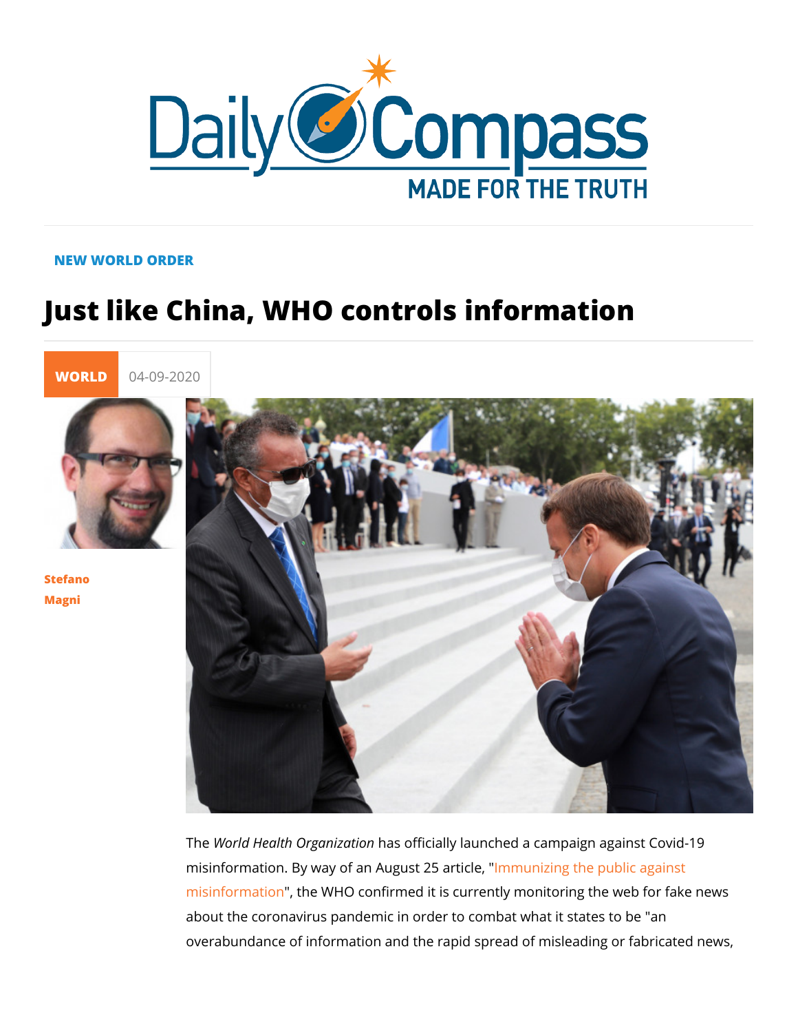NEW WORLD ORDER

# Just like China, WHO controls information

WORLD 04-09-2020

Stefano Magni

The *World Health Organization* has officially launched a campaign against Covid-19 misinformation. By way of an August 25 article, "Immunizing the public against misinformation", the WHO confirmed it is currently monitoring the web for fake news about the coronavirus pandemic in order to combat what it states to be "an overabundance of information and the rapid spread of misleading or fabricated news,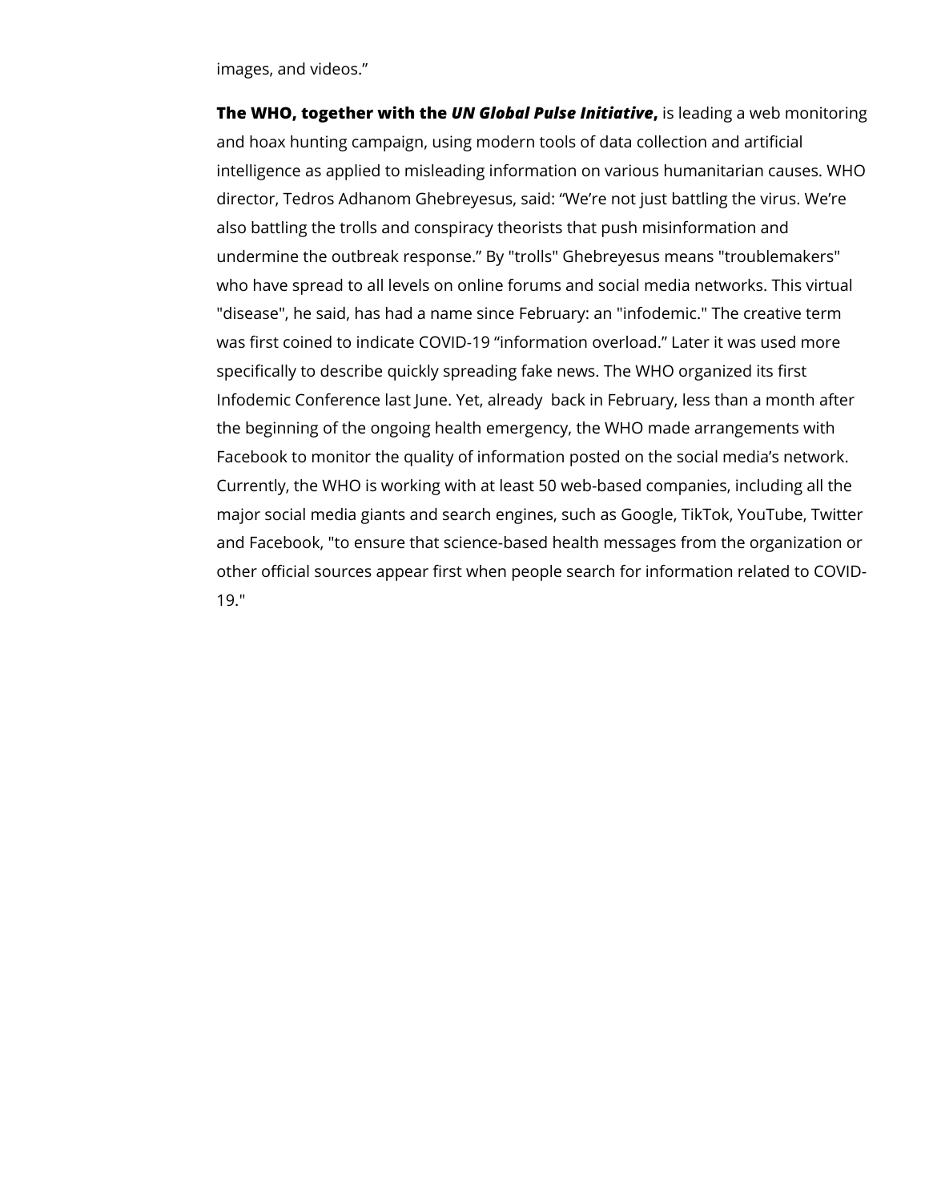images, and videos.”

**The WHO, together with the *UN Global Pulse Initiative*,** is leading a web monitoring and hoax hunting campaign, using modern tools of data collection and artificial intelligence as applied to misleading information on various humanitarian causes. WHO director, Tedros Adhanom Ghebreyesus, said: “We’re not just battling the virus. We’re also battling the trolls and conspiracy theorists that push misinformation and undermine the outbreak response.” By "trolls" Ghebreyesus means "troublemakers" who have spread to all levels on online forums and social media networks. This virtual "disease", he said, has had a name since February: an "infodemic." The creative term was first coined to indicate COVID-19 “information overload.” Later it was used more specifically to describe quickly spreading fake news. The WHO organized its first Infodemic Conference last June. Yet, already back in February, less than a month after the beginning of the ongoing health emergency, the WHO made arrangements with Facebook to monitor the quality of information posted on the social media’s network. Currently, the WHO is working with at least 50 web-based companies, including all the major social media giants and search engines, such as Google, TikTok, YouTube, Twitter and Facebook, "to ensure that science-based health messages from the organization or other official sources appear first when people search for information related to COVID-19."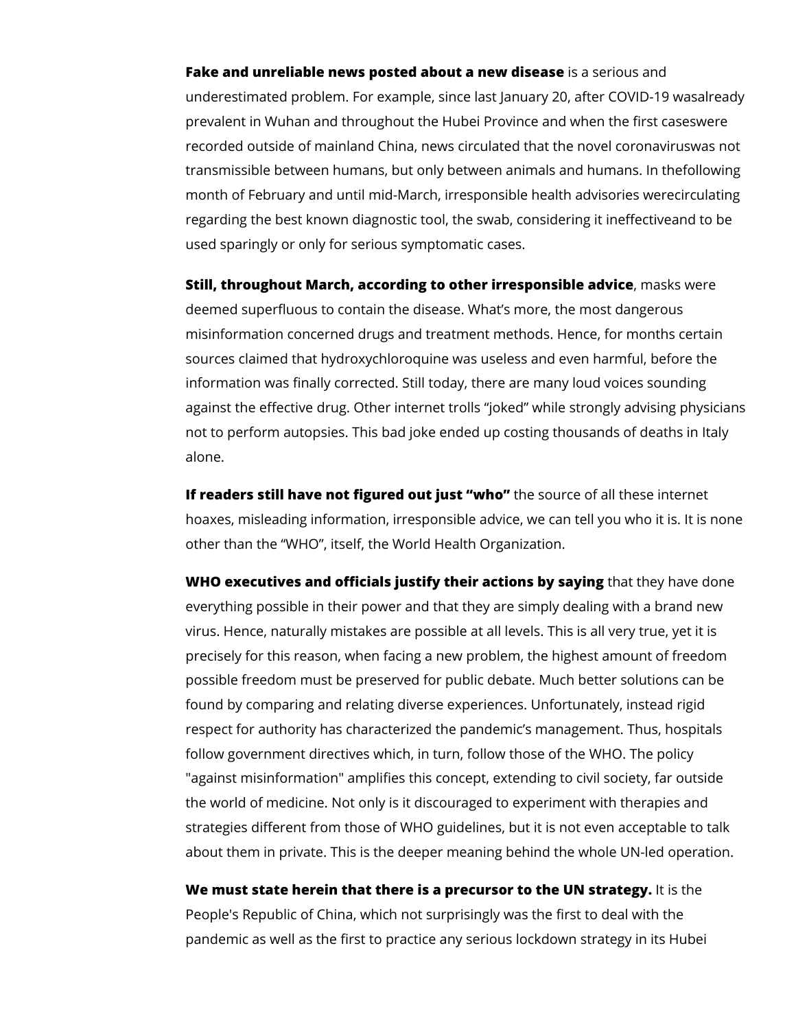**Fake and unreliable news posted about a new disease** is a serious and underestimated problem. For example, since last January 20, after COVID-19 wasalready prevalent in Wuhan and throughout the Hubei Province and when the first caseswere recorded outside of mainland China, news circulated that the novel coronaviruswas not transmissible between humans, but only between animals and humans. In thefollowing month of February and until mid-March, irresponsible health advisories werecirculating regarding the best known diagnostic tool, the swab, considering it ineffectiveand to be used sparingly or only for serious symptomatic cases.

**Still, throughout March, according to other irresponsible advice**, masks were deemed superfluous to contain the disease. What's more, the most dangerous misinformation concerned drugs and treatment methods. Hence, for months certain sources claimed that hydroxychloroquine was useless and even harmful, before the information was finally corrected. Still today, there are many loud voices sounding against the effective drug. Other internet trolls "joked" while strongly advising physicians not to perform autopsies. This bad joke ended up costing thousands of deaths in Italy alone.

**If readers still have not figured out just "who"** the source of all these internet hoaxes, misleading information, irresponsible advice, we can tell you who it is. It is none other than the "WHO", itself, the World Health Organization.

**WHO executives and officials justify their actions by saying** that they have done everything possible in their power and that they are simply dealing with a brand new virus. Hence, naturally mistakes are possible at all levels. This is all very true, yet it is precisely for this reason, when facing a new problem, the highest amount of freedom possible freedom must be preserved for public debate. Much better solutions can be found by comparing and relating diverse experiences. Unfortunately, instead rigid respect for authority has characterized the pandemic's management. Thus, hospitals follow government directives which, in turn, follow those of the WHO. The policy "against misinformation" amplifies this concept, extending to civil society, far outside the world of medicine. Not only is it discouraged to experiment with therapies and strategies different from those of WHO guidelines, but it is not even acceptable to talk about them in private. This is the deeper meaning behind the whole UN-led operation.

**We must state herein that there is a precursor to the UN strategy.** It is the People's Republic of China, which not surprisingly was the first to deal with the pandemic as well as the first to practice any serious lockdown strategy in its Hubei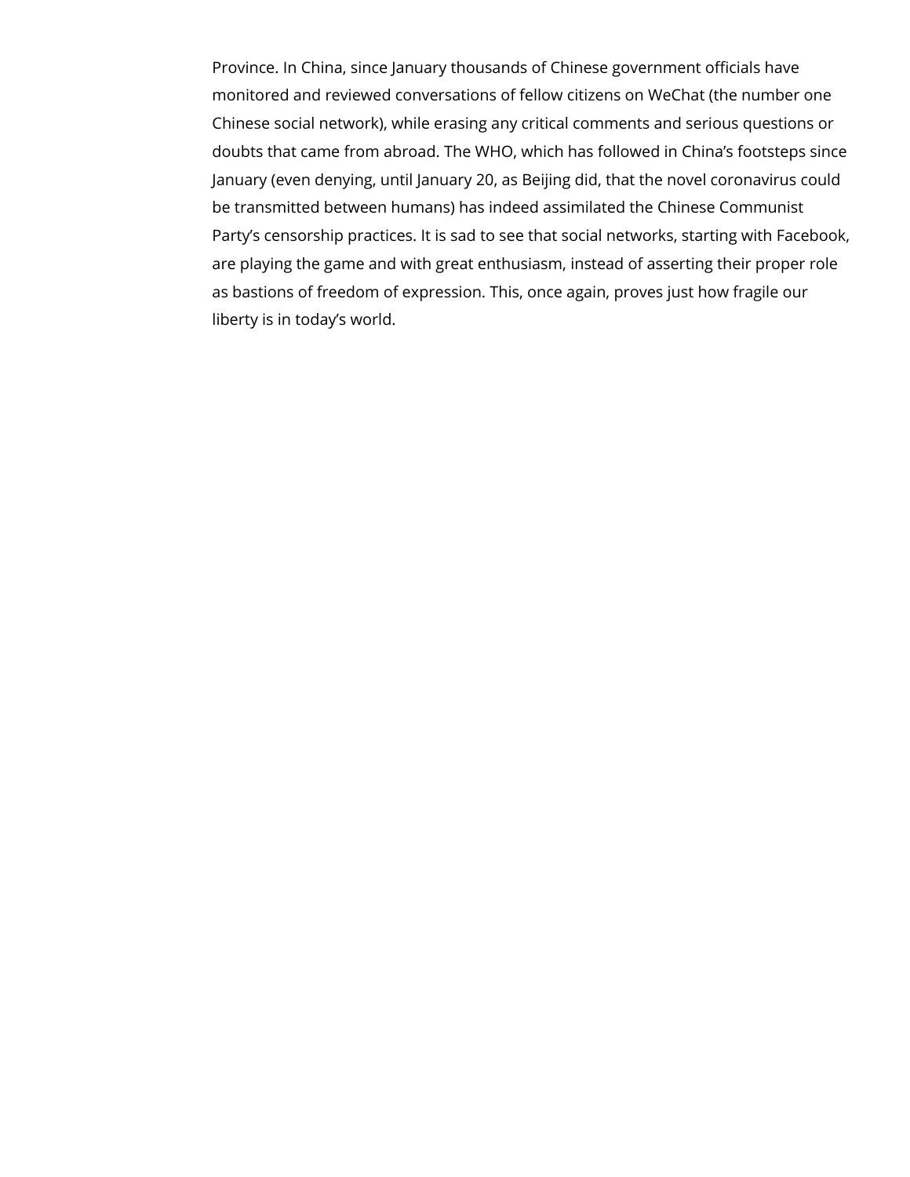Province. In China, since January thousands of Chinese government officials have monitored and reviewed conversations of fellow citizens on WeChat (the number one Chinese social network), while erasing any critical comments and serious questions or doubts that came from abroad. The WHO, which has followed in China's footsteps since January (even denying, until January 20, as Beijing did, that the novel coronavirus could be transmitted between humans) has indeed assimilated the Chinese Communist Party's censorship practices. It is sad to see that social networks, starting with Facebook, are playing the game and with great enthusiasm, instead of asserting their proper role as bastions of freedom of expression. This, once again, proves just how fragile our liberty is in today's world.